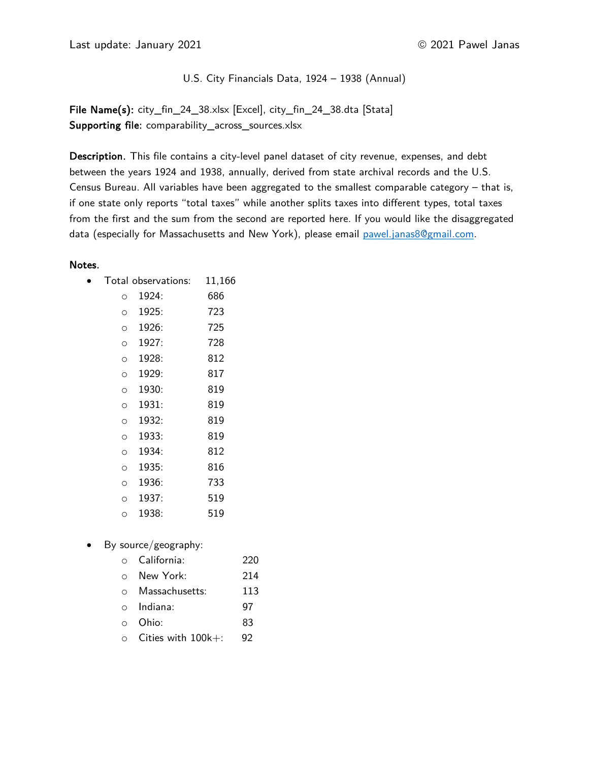Last update: January 2021 © 2021 Pawel Janas

U.S. City Financials Data, 1924 – 1938 (Annual)

**File Name(s):** city_fin_24_38.xlsx [Excel], city_fin_24_38.dta [Stata]
**Supporting file:** comparability_across_sources.xlsx

**Description.** This file contains a city-level panel dataset of city revenue, expenses, and debt between the years 1924 and 1938, annually, derived from state archival records and the U.S. Census Bureau. All variables have been aggregated to the smallest comparable category – that is, if one state only reports "total taxes" while another splits taxes into different types, total taxes from the first and the sum from the second are reported here. If you would like the disaggregated data (especially for Massachusetts and New York), please email pawel.janas8@gmail.com.

**Notes.**

- Total observations: 11,166
  - 1924: 686
  - 1925: 723
  - 1926: 725
  - 1927: 728
  - 1928: 812
  - 1929: 817
  - 1930: 819
  - 1931: 819
  - 1932: 819
  - 1933: 819
  - 1934: 812
  - 1935: 816
  - 1936: 733
  - 1937: 519
  - 1938: 519

- By source/geography:
  - California: 220
  - New York: 214
  - Massachusetts: 113
  - Indiana: 97
  - Ohio: 83
  - Cities with 100k+: 92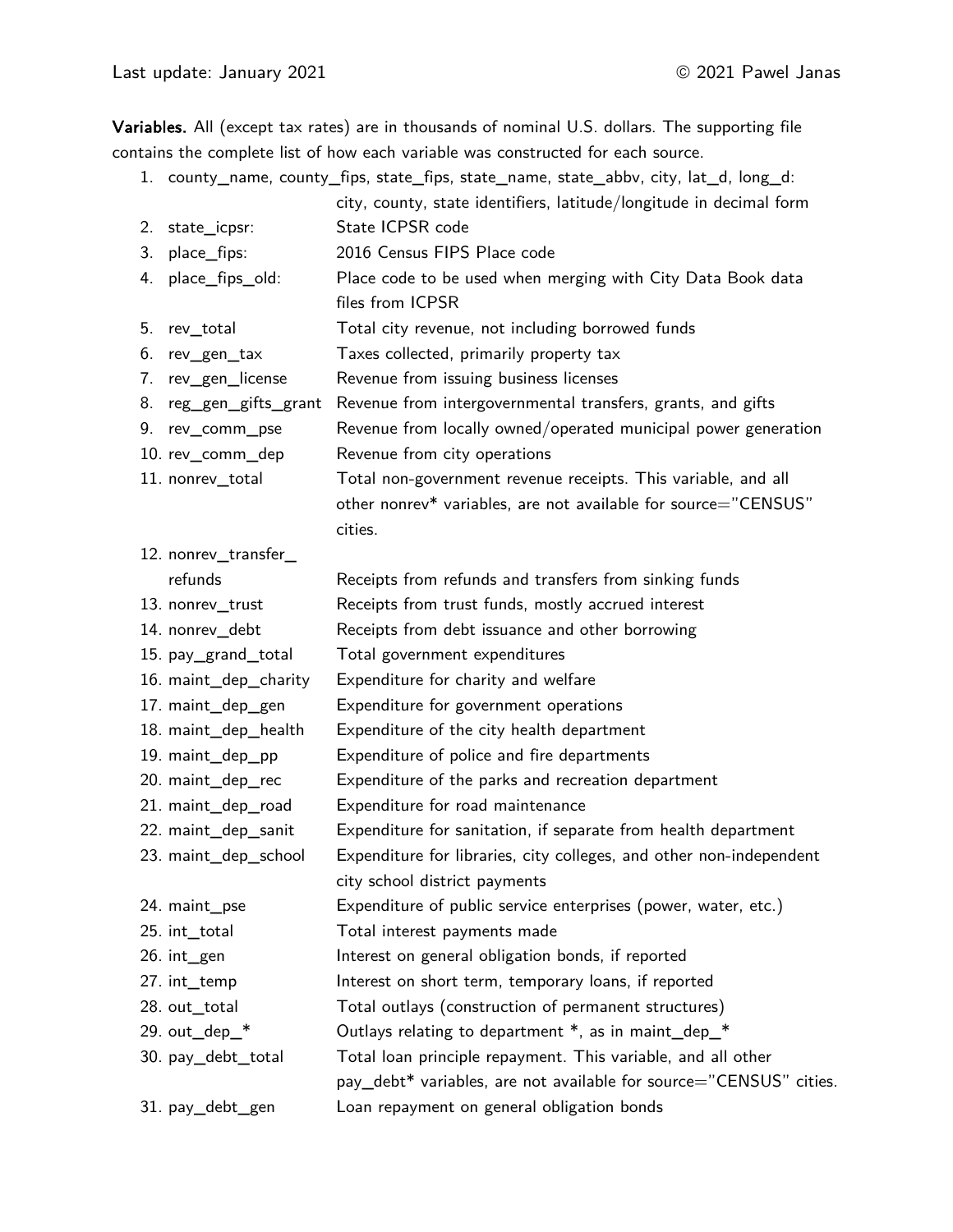**Variables.** All (except tax rates) are in thousands of nominal U.S. dollars. The supporting file contains the complete list of how each variable was constructed for each source.

1. county_name, county_fips, state_fips, state_name, state_abbv, city, lat_d, long_d: city, county, state identifiers, latitude/longitude in decimal form
2. state_icpsr: State ICPSR code
3. place_fips: 2016 Census FIPS Place code
4. place_fips_old: Place code to be used when merging with City Data Book data files from ICPSR
5. rev_total: Total city revenue, not including borrowed funds
6. rev_gen_tax: Taxes collected, primarily property tax
7. rev_gen_license: Revenue from issuing business licenses
8. reg_gen_gifts_grant: Revenue from intergovernmental transfers, grants, and gifts
9. rev_comm_pse: Revenue from locally owned/operated municipal power generation
10. rev_comm_dep: Revenue from city operations
11. nonrev_total: Total non-government revenue receipts. This variable, and all other nonrev* variables, are not available for source="CENSUS" cities.
12. nonrev_transfer_refunds: Receipts from refunds and transfers from sinking funds
13. nonrev_trust: Receipts from trust funds, mostly accrued interest
14. nonrev_debt: Receipts from debt issuance and other borrowing
15. pay_grand_total: Total government expenditures
16. maint_dep_charity: Expenditure for charity and welfare
17. maint_dep_gen: Expenditure for government operations
18. maint_dep_health: Expenditure of the city health department
19. maint_dep_pp: Expenditure of police and fire departments
20. maint_dep_rec: Expenditure of the parks and recreation department
21. maint_dep_road: Expenditure for road maintenance
22. maint_dep_sanit: Expenditure for sanitation, if separate from health department
23. maint_dep_school: Expenditure for libraries, city colleges, and other non-independent city school district payments
24. maint_pse: Expenditure of public service enterprises (power, water, etc.)
25. int_total: Total interest payments made
26. int_gen: Interest on general obligation bonds, if reported
27. int_temp: Interest on short term, temporary loans, if reported
28. out_total: Total outlays (construction of permanent structures)
29. out_dep_*: Outlays relating to department *, as in maint_dep_*
30. pay_debt_total: Total loan principle repayment. This variable, and all other pay_debt* variables, are not available for source="CENSUS" cities.
31. pay_debt_gen: Loan repayment on general obligation bonds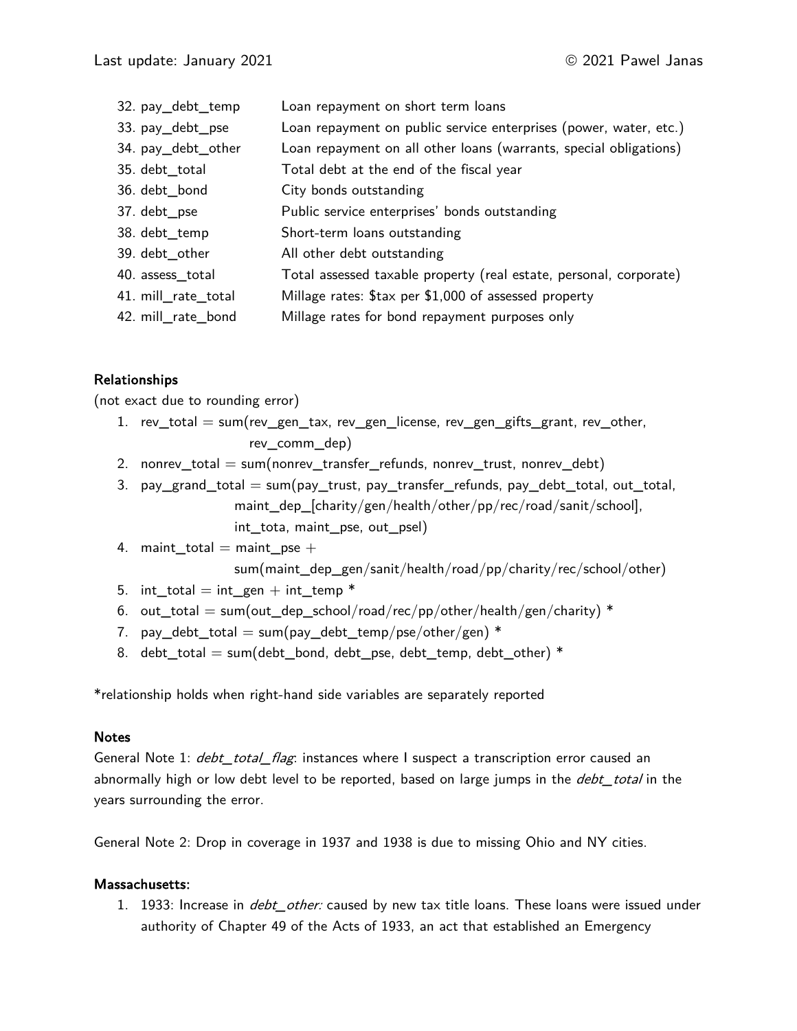| | |
|---|---|
| 32. pay_debt_temp | Loan repayment on short term loans |
| 33. pay_debt_pse | Loan repayment on public service enterprises (power, water, etc.) |
| 34. pay_debt_other | Loan repayment on all other loans (warrants, special obligations) |
| 35. debt_total | Total debt at the end of the fiscal year |
| 36. debt_bond | City bonds outstanding |
| 37. debt_pse | Public service enterprises' bonds outstanding |
| 38. debt_temp | Short-term loans outstanding |
| 39. debt_other | All other debt outstanding |
| 40. assess_total | Total assessed taxable property (real estate, personal, corporate) |
| 41. mill_rate_total | Millage rates: $tax per $1,000 of assessed property |
| 42. mill_rate_bond | Millage rates for bond repayment purposes only |

**Relationships**

(not exact due to rounding error)

1. rev_total = sum(rev_gen_tax, rev_gen_license, rev_gen_gifts_grant, rev_other, rev_comm_dep)
2. nonrev_total = sum(nonrev_transfer_refunds, nonrev_trust, nonrev_debt)
3. pay_grand_total = sum(pay_trust, pay_transfer_refunds, pay_debt_total, out_total, maint_dep_[charity/gen/health/other/pp/rec/road/sanit/school], int_tota, maint_pse, out_psel)
4. maint_total = maint_pse + sum(maint_dep_gen/sanit/health/road/pp/charity/rec/school/other)
5. int_total = int_gen + int_temp *
6. out_total = sum(out_dep_school/road/rec/pp/other/health/gen/charity) *
7. pay_debt_total = sum(pay_debt_temp/pse/other/gen) *
8. debt_total = sum(debt_bond, debt_pse, debt_temp, debt_other) *

*relationship holds when right-hand side variables are separately reported

**Notes**

General Note 1: *debt_total_flag*: instances where I suspect a transcription error caused an abnormally high or low debt level to be reported, based on large jumps in the *debt_total* in the years surrounding the error.

General Note 2: Drop in coverage in 1937 and 1938 is due to missing Ohio and NY cities.

**Massachusetts:**

1. 1933: Increase in *debt_other:* caused by new tax title loans. These loans were issued under authority of Chapter 49 of the Acts of 1933, an act that established an Emergency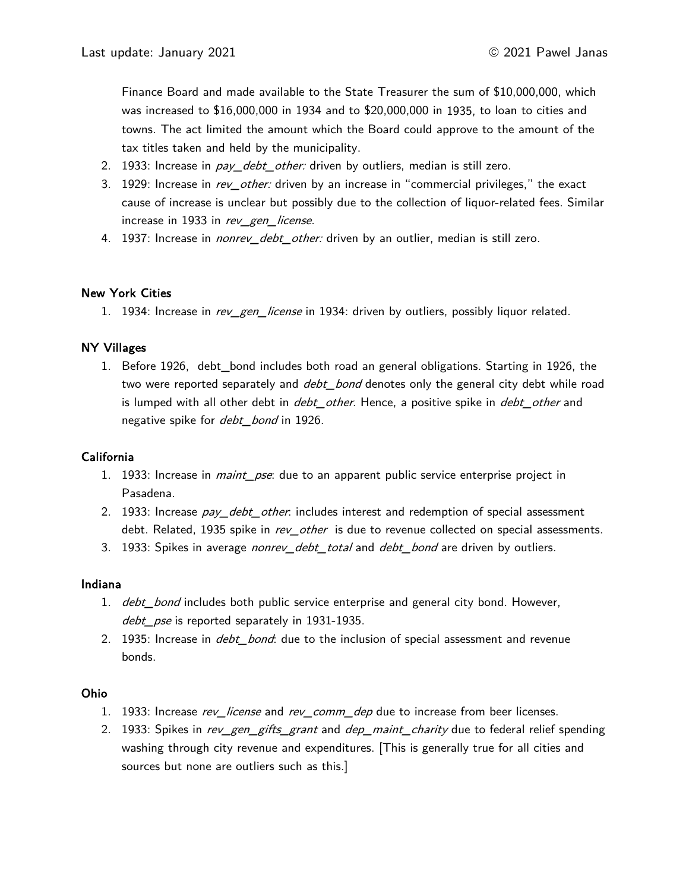Finance Board and made available to the State Treasurer the sum of $10,000,000, which was increased to $16,000,000 in 1934 and to $20,000,000 in 1935, to loan to cities and towns. The act limited the amount which the Board could approve to the amount of the tax titles taken and held by the municipality.

2. 1933: Increase in *pay_debt_other:* driven by outliers, median is still zero.
3. 1929: Increase in *rev_other:* driven by an increase in "commercial privileges," the exact cause of increase is unclear but possibly due to the collection of liquor-related fees. Similar increase in 1933 in *rev_gen_license.*
4. 1937: Increase in *nonrev_debt_other:* driven by an outlier, median is still zero.

**New York Cities**

1. 1934: Increase in *rev_gen_license* in 1934: driven by outliers, possibly liquor related.

**NY Villages**

1. Before 1926, debt_bond includes both road an general obligations. Starting in 1926, the two were reported separately and *debt_bond* denotes only the general city debt while road is lumped with all other debt in *debt_other*. Hence, a positive spike in *debt_other* and negative spike for *debt_bond* in 1926.

**California**

1. 1933: Increase in *maint_pse*: due to an apparent public service enterprise project in Pasadena.
2. 1933: Increase *pay_debt_other*: includes interest and redemption of special assessment debt. Related, 1935 spike in *rev_other* is due to revenue collected on special assessments.
3. 1933: Spikes in average *nonrev_debt_total* and *debt_bond* are driven by outliers.

**Indiana**

1. *debt_bond* includes both public service enterprise and general city bond. However, *debt_pse* is reported separately in 1931-1935.
2. 1935: Increase in *debt_bond*: due to the inclusion of special assessment and revenue bonds.

**Ohio**

1. 1933: Increase *rev_license* and *rev_comm_dep* due to increase from beer licenses.
2. 1933: Spikes in *rev_gen_gifts_grant* and *dep_maint_charity* due to federal relief spending washing through city revenue and expenditures. [This is generally true for all cities and sources but none are outliers such as this.]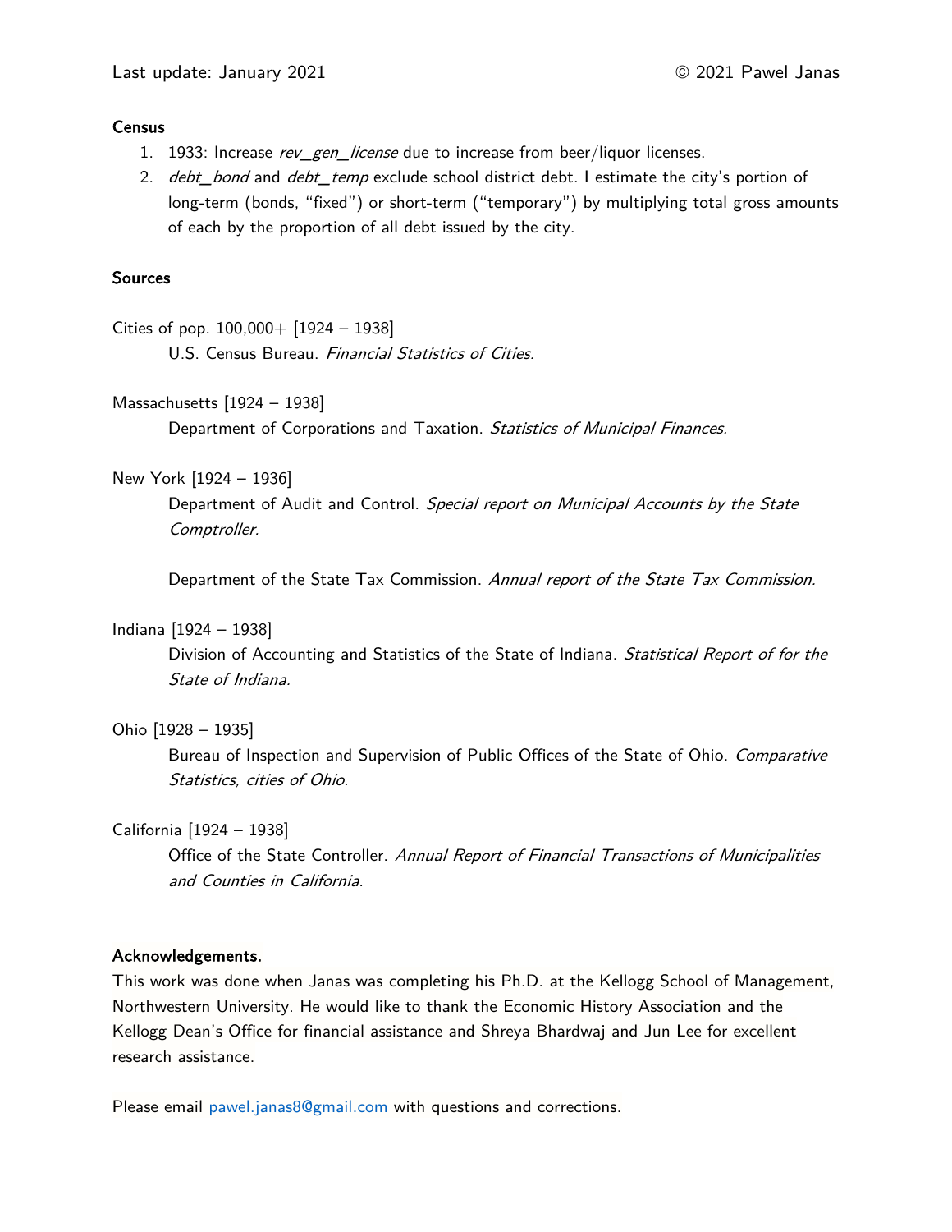**Census**

1. 1933: Increase *rev_gen_license* due to increase from beer/liquor licenses.
2. *debt_bond* and *debt_temp* exclude school district debt. I estimate the city's portion of long-term (bonds, "fixed") or short-term ("temporary") by multiplying total gross amounts of each by the proportion of all debt issued by the city.

**Sources**

Cities of pop. 100,000+ [1924 – 1938]

U.S. Census Bureau. *Financial Statistics of Cities.*

Massachusetts [1924 – 1938]

Department of Corporations and Taxation. *Statistics of Municipal Finances.*

New York [1924 – 1936]

Department of Audit and Control. *Special report on Municipal Accounts by the State Comptroller.*

Department of the State Tax Commission. *Annual report of the State Tax Commission.*

Indiana [1924 – 1938]

Division of Accounting and Statistics of the State of Indiana. *Statistical Report of for the State of Indiana.*

Ohio [1928 – 1935]

Bureau of Inspection and Supervision of Public Offices of the State of Ohio. *Comparative Statistics, cities of Ohio.*

California [1924 – 1938]

Office of the State Controller. *Annual Report of Financial Transactions of Municipalities and Counties in California.*

**Acknowledgements.**

This work was done when Janas was completing his Ph.D. at the Kellogg School of Management, Northwestern University. He would like to thank the Economic History Association and the Kellogg Dean's Office for financial assistance and Shreya Bhardwaj and Jun Lee for excellent research assistance.

Please email pawel.janas8@gmail.com with questions and corrections.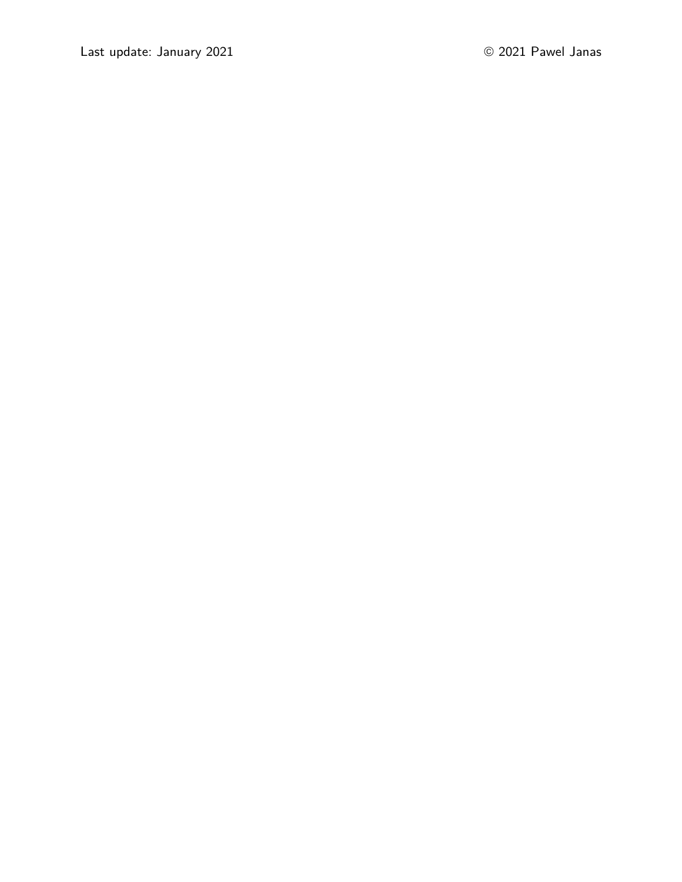Last update: January 2021 © 2021 Pawel Janas